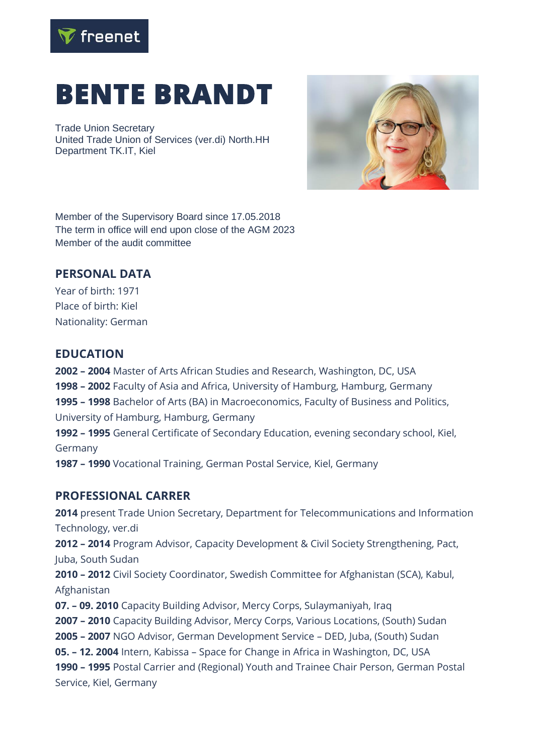freenet

# BENTE BRANDT

Trade Union Secretary
United Trade Union of Services (ver.di) North.HH
Department TK.IT, Kiel

Member of the Supervisory Board since 17.05.2018
The term in office will end upon close of the AGM 2023
Member of the audit committee

## PERSONAL DATA

Year of birth: 1971
Place of birth: Kiel
Nationality: German

## EDUCATION

**2002 – 2004** Master of Arts African Studies and Research, Washington, DC, USA
**1998 – 2002** Faculty of Asia and Africa, University of Hamburg, Hamburg, Germany
**1995 – 1998** Bachelor of Arts (BA) in Macroeconomics, Faculty of Business and Politics, University of Hamburg, Hamburg, Germany
**1992 – 1995** General Certificate of Secondary Education, evening secondary school, Kiel, Germany
**1987 – 1990** Vocational Training, German Postal Service, Kiel, Germany

## PROFESSIONAL CARRER

**2014** present Trade Union Secretary, Department for Telecommunications and Information Technology, ver.di
**2012 – 2014** Program Advisor, Capacity Development & Civil Society Strengthening, Pact, Juba, South Sudan
**2010 – 2012** Civil Society Coordinator, Swedish Committee for Afghanistan (SCA), Kabul, Afghanistan
**07. – 09. 2010** Capacity Building Advisor, Mercy Corps, Sulaymaniyah, Iraq
**2007 – 2010** Capacity Building Advisor, Mercy Corps, Various Locations, (South) Sudan
**2005 – 2007** NGO Advisor, German Development Service – DED, Juba, (South) Sudan
**05. – 12. 2004** Intern, Kabissa – Space for Change in Africa in Washington, DC, USA
**1990 – 1995** Postal Carrier and (Regional) Youth and Trainee Chair Person, German Postal Service, Kiel, Germany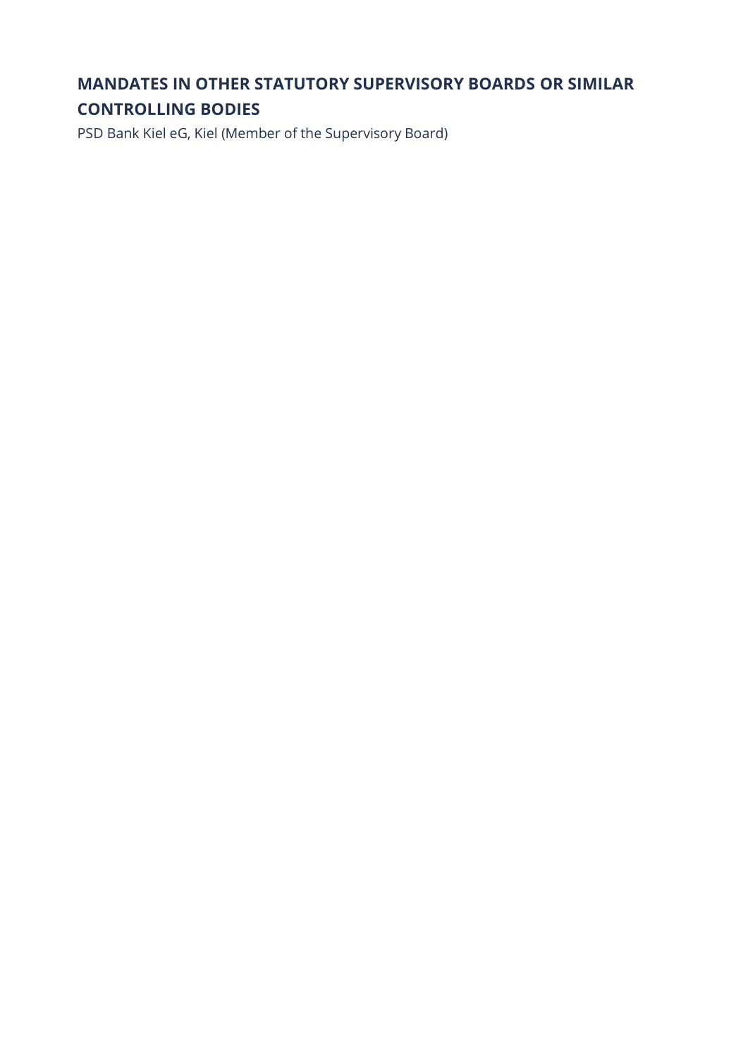## MANDATES IN OTHER STATUTORY SUPERVISORY BOARDS OR SIMILAR CONTROLLING BODIES

PSD Bank Kiel eG, Kiel (Member of the Supervisory Board)